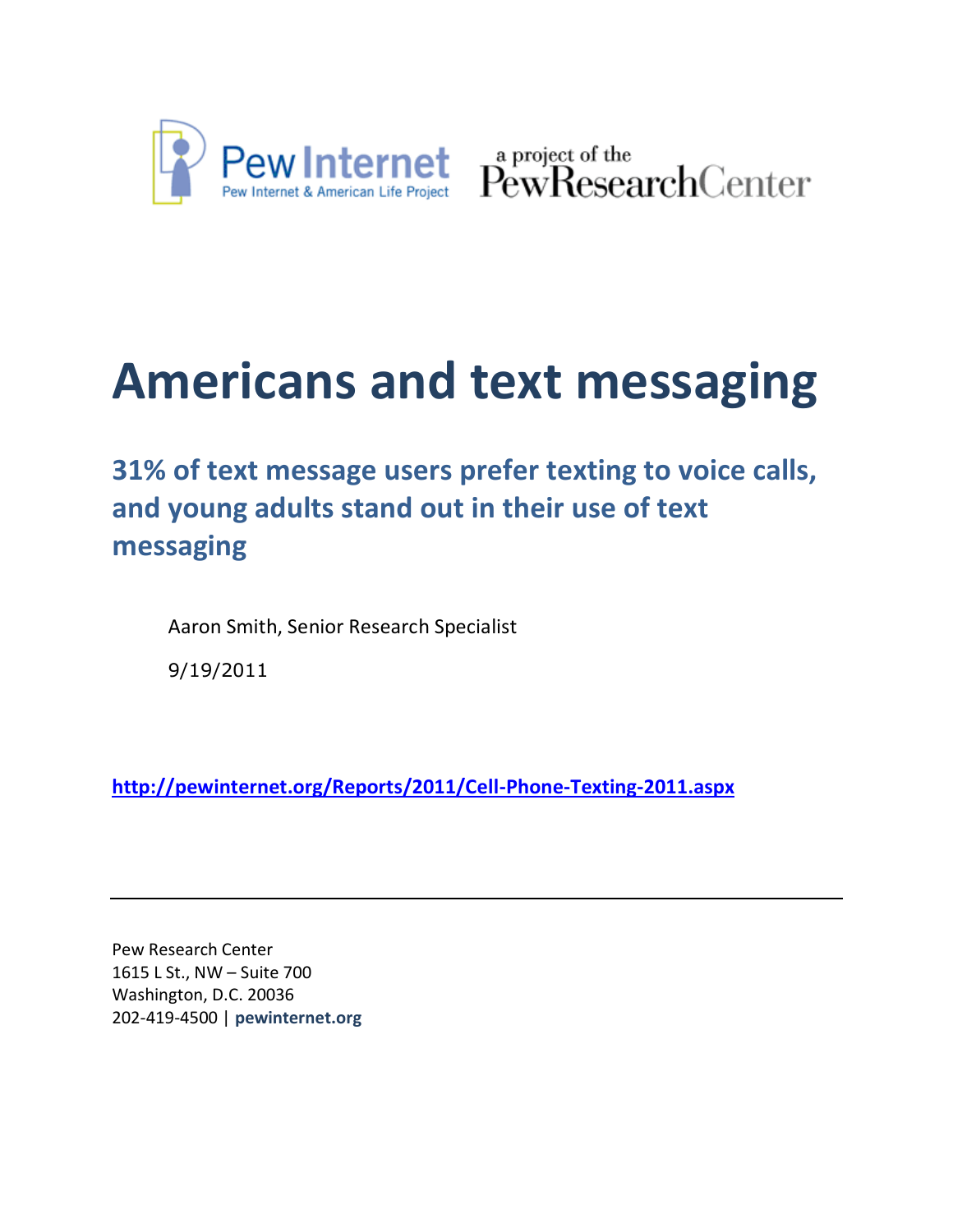Pew Internet
Pew Internet & American Life Project

a project of the PewResearchCenter

# Americans and text messaging

## 31% of text message users prefer texting to voice calls, and young adults stand out in their use of text messaging

Aaron Smith, Senior Research Specialist

9/19/2011

**http://pewinternet.org/Reports/2011/Cell-Phone-Texting-2011.aspx**

---

Pew Research Center
1615 L St., NW – Suite 700
Washington, D.C. 20036
202-419-4500 | **pewinternet.org**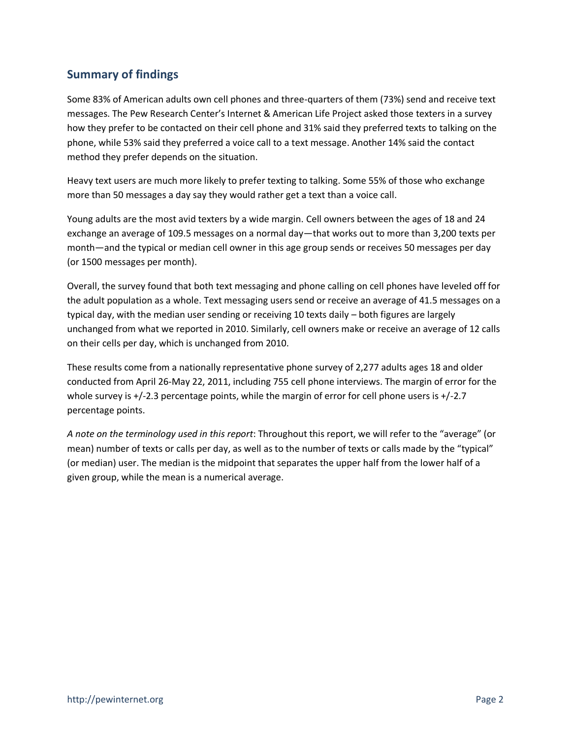## Summary of findings

Some 83% of American adults own cell phones and three-quarters of them (73%) send and receive text messages. The Pew Research Center's Internet & American Life Project asked those texters in a survey how they prefer to be contacted on their cell phone and 31% said they preferred texts to talking on the phone, while 53% said they preferred a voice call to a text message. Another 14% said the contact method they prefer depends on the situation.

Heavy text users are much more likely to prefer texting to talking. Some 55% of those who exchange more than 50 messages a day say they would rather get a text than a voice call.

Young adults are the most avid texters by a wide margin. Cell owners between the ages of 18 and 24 exchange an average of 109.5 messages on a normal day—that works out to more than 3,200 texts per month—and the typical or median cell owner in this age group sends or receives 50 messages per day (or 1500 messages per month).

Overall, the survey found that both text messaging and phone calling on cell phones have leveled off for the adult population as a whole. Text messaging users send or receive an average of 41.5 messages on a typical day, with the median user sending or receiving 10 texts daily – both figures are largely unchanged from what we reported in 2010. Similarly, cell owners make or receive an average of 12 calls on their cells per day, which is unchanged from 2010.

These results come from a nationally representative phone survey of 2,277 adults ages 18 and older conducted from April 26-May 22, 2011, including 755 cell phone interviews. The margin of error for the whole survey is +/-2.3 percentage points, while the margin of error for cell phone users is +/-2.7 percentage points.

*A note on the terminology used in this report*: Throughout this report, we will refer to the "average" (or mean) number of texts or calls per day, as well as to the number of texts or calls made by the "typical" (or median) user. The median is the midpoint that separates the upper half from the lower half of a given group, while the mean is a numerical average.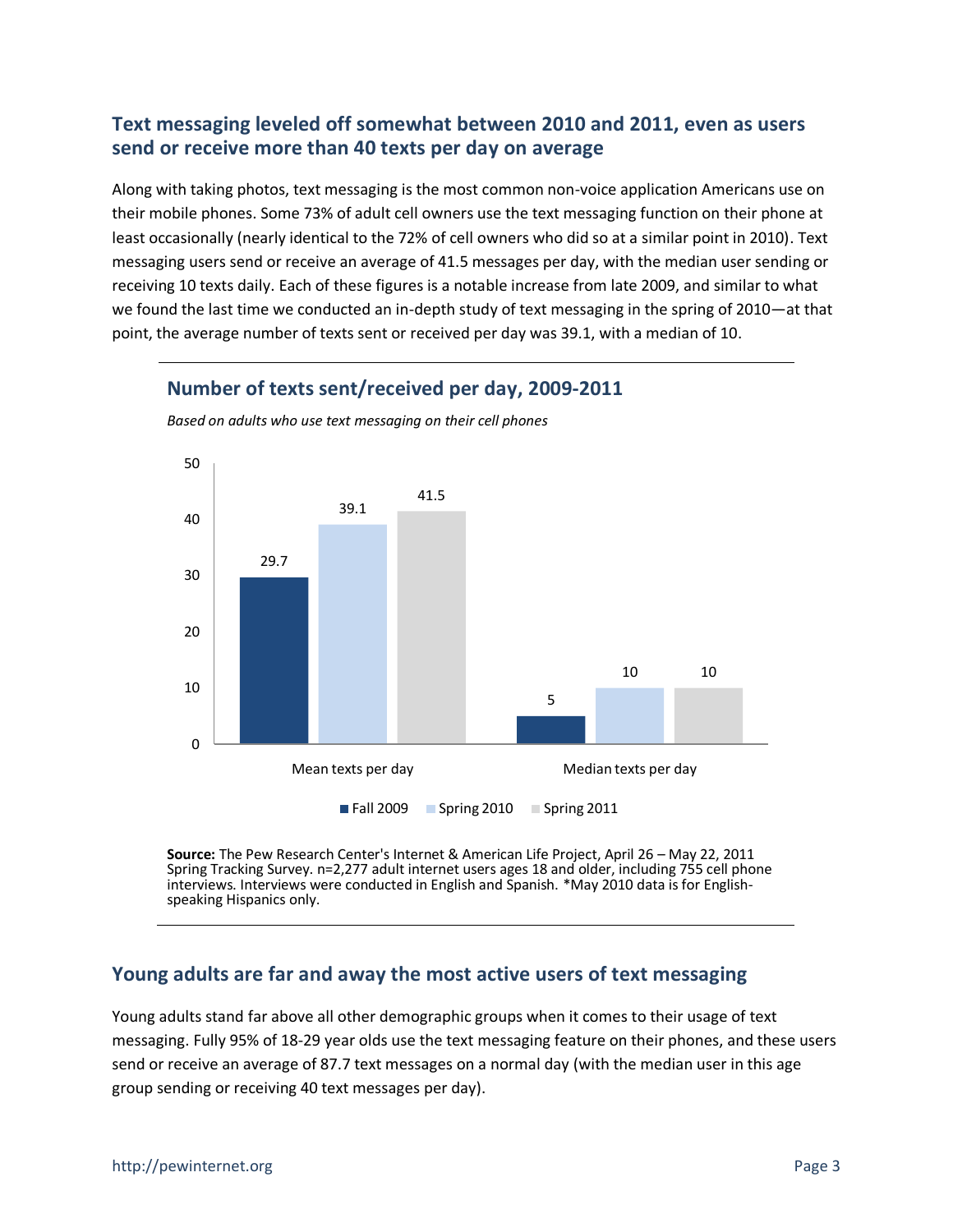## Text messaging leveled off somewhat between 2010 and 2011, even as users send or receive more than 40 texts per day on average

Along with taking photos, text messaging is the most common non-voice application Americans use on their mobile phones. Some 73% of adult cell owners use the text messaging function on their phone at least occasionally (nearly identical to the 72% of cell owners who did so at a similar point in 2010). Text messaging users send or receive an average of 41.5 messages per day, with the median user sending or receiving 10 texts daily. Each of these figures is a notable increase from late 2009, and similar to what we found the last time we conducted an in-depth study of text messaging in the spring of 2010—at that point, the average number of texts sent or received per day was 39.1, with a median of 10.

### Number of texts sent/received per day, 2009-2011

*Based on adults who use text messaging on their cell phones*

| | Fall 2009 | Spring 2010 | Spring 2011 |
|---|---|---|---|
| Mean texts per day | 29.7 | 39.1 | 41.5 |
| Median texts per day | 5 | 10 | 10 |

**Source:** The Pew Research Center's Internet & American Life Project, April 26 – May 22, 2011 Spring Tracking Survey. n=2,277 adult internet users ages 18 and older, including 755 cell phone interviews. Interviews were conducted in English and Spanish. *May 2010 data is for English-speaking Hispanics only.

## Young adults are far and away the most active users of text messaging

Young adults stand far above all other demographic groups when it comes to their usage of text messaging. Fully 95% of 18-29 year olds use the text messaging feature on their phones, and these users send or receive an average of 87.7 text messages on a normal day (with the median user in this age group sending or receiving 40 text messages per day).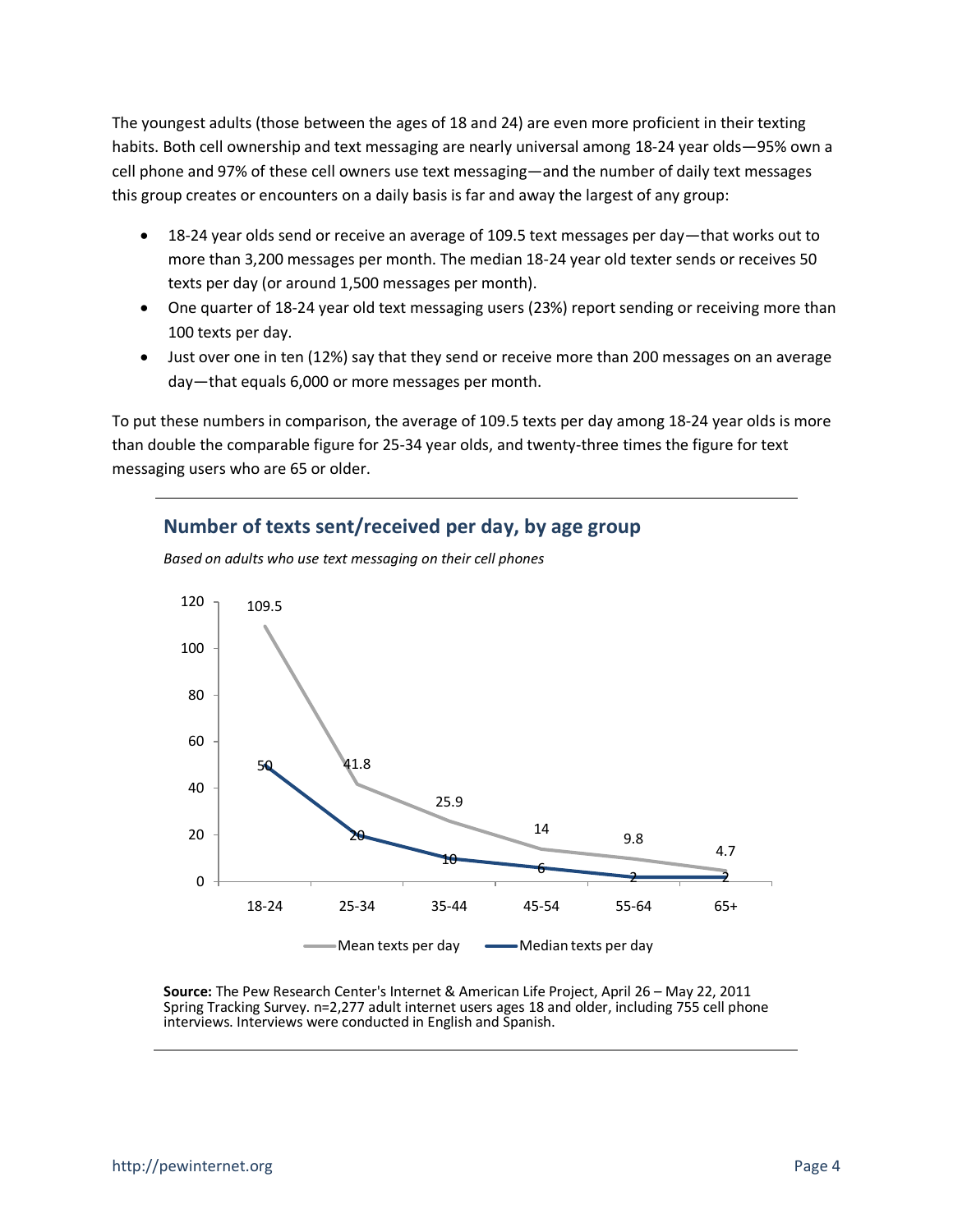The youngest adults (those between the ages of 18 and 24) are even more proficient in their texting habits. Both cell ownership and text messaging are nearly universal among 18-24 year olds—95% own a cell phone and 97% of these cell owners use text messaging—and the number of daily text messages this group creates or encounters on a daily basis is far and away the largest of any group:

- 18-24 year olds send or receive an average of 109.5 text messages per day—that works out to more than 3,200 messages per month. The median 18-24 year old texter sends or receives 50 texts per day (or around 1,500 messages per month).
- One quarter of 18-24 year old text messaging users (23%) report sending or receiving more than 100 texts per day.
- Just over one in ten (12%) say that they send or receive more than 200 messages on an average day—that equals 6,000 or more messages per month.

To put these numbers in comparison, the average of 109.5 texts per day among 18-24 year olds is more than double the comparable figure for 25-34 year olds, and twenty-three times the figure for text messaging users who are 65 or older.

## Number of texts sent/received per day, by age group

*Based on adults who use text messaging on their cell phones*

| Age group | Mean texts per day | Median texts per day |
|---|---|---|
| 18-24 | 109.5 | 50 |
| 25-34 | 41.8 | 20 |
| 35-44 | 25.9 | 10 |
| 45-54 | 14 | 6 |
| 55-64 | 9.8 | 2 |
| 65+ | 4.7 | 2 |

**Source:** The Pew Research Center's Internet & American Life Project, April 26 – May 22, 2011 Spring Tracking Survey. n=2,277 adult internet users ages 18 and older, including 755 cell phone interviews. Interviews were conducted in English and Spanish.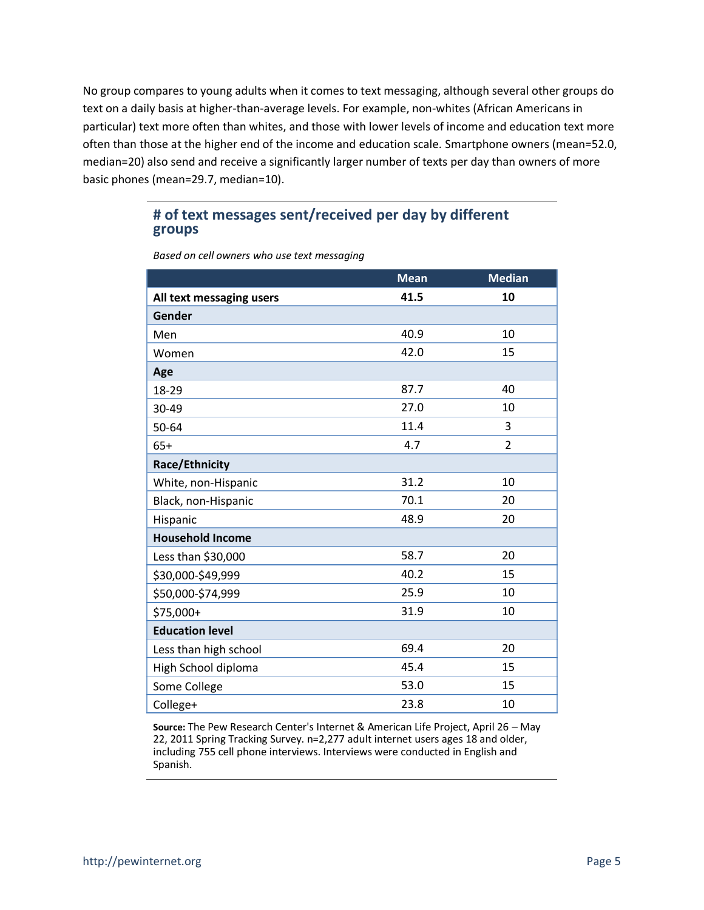No group compares to young adults when it comes to text messaging, although several other groups do text on a daily basis at higher-than-average levels. For example, non-whites (African Americans in particular) text more often than whites, and those with lower levels of income and education text more often than those at the higher end of the income and education scale. Smartphone owners (mean=52.0, median=20) also send and receive a significantly larger number of texts per day than owners of more basic phones (mean=29.7, median=10).

## # of text messages sent/received per day by different groups

*Based on cell owners who use text messaging*

| | Mean | Median |
|---|---|---|
| **All text messaging users** | **41.5** | **10** |
| **Gender** | | |
| Men | 40.9 | 10 |
| Women | 42.0 | 15 |
| **Age** | | |
| 18-29 | 87.7 | 40 |
| 30-49 | 27.0 | 10 |
| 50-64 | 11.4 | 3 |
| 65+ | 4.7 | 2 |
| **Race/Ethnicity** | | |
| White, non-Hispanic | 31.2 | 10 |
| Black, non-Hispanic | 70.1 | 20 |
| Hispanic | 48.9 | 20 |
| **Household Income** | | |
| Less than $30,000 | 58.7 | 20 |
| $30,000-$49,999 | 40.2 | 15 |
| $50,000-$74,999 | 25.9 | 10 |
| $75,000+ | 31.9 | 10 |
| **Education level** | | |
| Less than high school | 69.4 | 20 |
| High School diploma | 45.4 | 15 |
| Some College | 53.0 | 15 |
| College+ | 23.8 | 10 |

**Source:** The Pew Research Center's Internet & American Life Project, April 26 – May 22, 2011 Spring Tracking Survey. n=2,277 adult internet users ages 18 and older, including 755 cell phone interviews. Interviews were conducted in English and Spanish.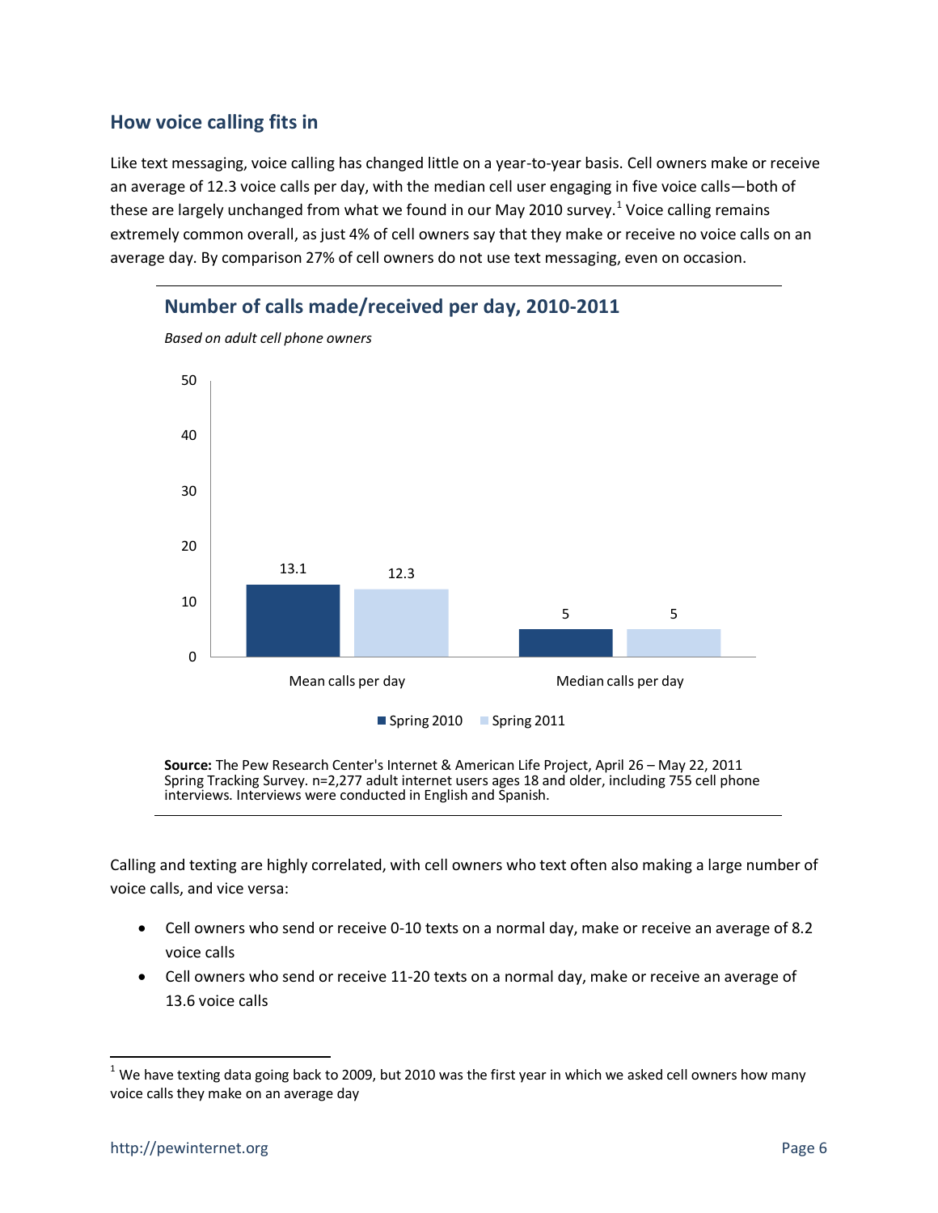## How voice calling fits in

Like text messaging, voice calling has changed little on a year-to-year basis. Cell owners make or receive an average of 12.3 voice calls per day, with the median cell user engaging in five voice calls—both of these are largely unchanged from what we found in our May 2010 survey.[1] Voice calling remains extremely common overall, as just 4% of cell owners say that they make or receive no voice calls on an average day. By comparison 27% of cell owners do not use text messaging, even on occasion.

### Number of calls made/received per day, 2010-2011

*Based on adult cell phone owners*

| | Spring 2010 | Spring 2011 |
|---|---|---|
| Mean calls per day | 13.1 | 12.3 |
| Median calls per day | 5 | 5 |

**Source:** The Pew Research Center's Internet & American Life Project, April 26 – May 22, 2011 Spring Tracking Survey. n=2,277 adult internet users ages 18 and older, including 755 cell phone interviews. Interviews were conducted in English and Spanish.

Calling and texting are highly correlated, with cell owners who text often also making a large number of voice calls, and vice versa:

- Cell owners who send or receive 0-10 texts on a normal day, make or receive an average of 8.2 voice calls
- Cell owners who send or receive 11-20 texts on a normal day, make or receive an average of 13.6 voice calls

[1] We have texting data going back to 2009, but 2010 was the first year in which we asked cell owners how many voice calls they make on an average day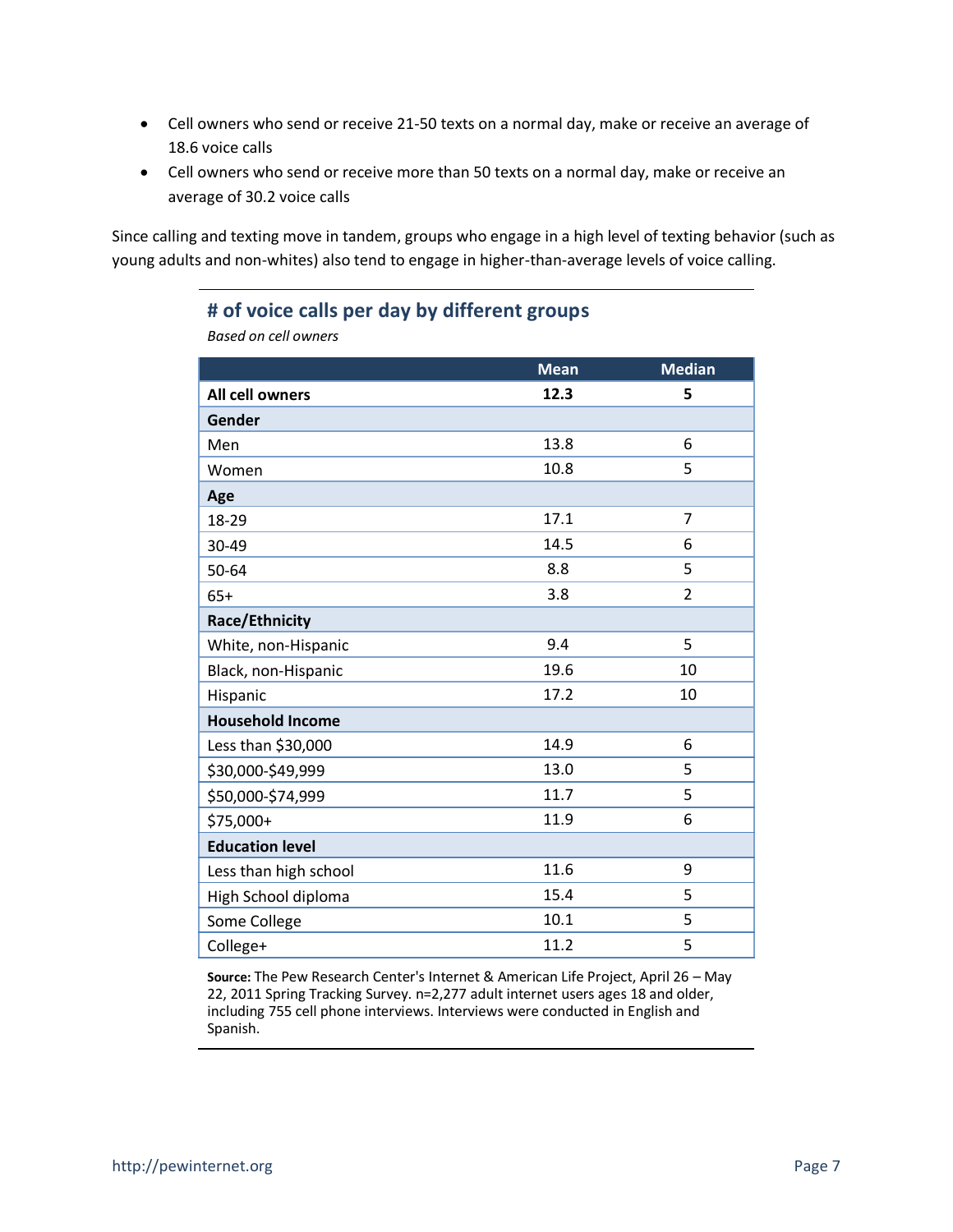- Cell owners who send or receive 21-50 texts on a normal day, make or receive an average of 18.6 voice calls
- Cell owners who send or receive more than 50 texts on a normal day, make or receive an average of 30.2 voice calls

Since calling and texting move in tandem, groups who engage in a high level of texting behavior (such as young adults and non-whites) also tend to engage in higher-than-average levels of voice calling.

### # of voice calls per day by different groups

*Based on cell owners*

| | Mean | Median |
|---|---|---|
| **All cell owners** | **12.3** | **5** |
| **Gender** | | |
| Men | 13.8 | 6 |
| Women | 10.8 | 5 |
| **Age** | | |
| 18-29 | 17.1 | 7 |
| 30-49 | 14.5 | 6 |
| 50-64 | 8.8 | 5 |
| 65+ | 3.8 | 2 |
| **Race/Ethnicity** | | |
| White, non-Hispanic | 9.4 | 5 |
| Black, non-Hispanic | 19.6 | 10 |
| Hispanic | 17.2 | 10 |
| **Household Income** | | |
| Less than $30,000 | 14.9 | 6 |
| $30,000-$49,999 | 13.0 | 5 |
| $50,000-$74,999 | 11.7 | 5 |
| $75,000+ | 11.9 | 6 |
| **Education level** | | |
| Less than high school | 11.6 | 9 |
| High School diploma | 15.4 | 5 |
| Some College | 10.1 | 5 |
| College+ | 11.2 | 5 |

**Source:** The Pew Research Center's Internet & American Life Project, April 26 – May 22, 2011 Spring Tracking Survey. n=2,277 adult internet users ages 18 and older, including 755 cell phone interviews. Interviews were conducted in English and Spanish.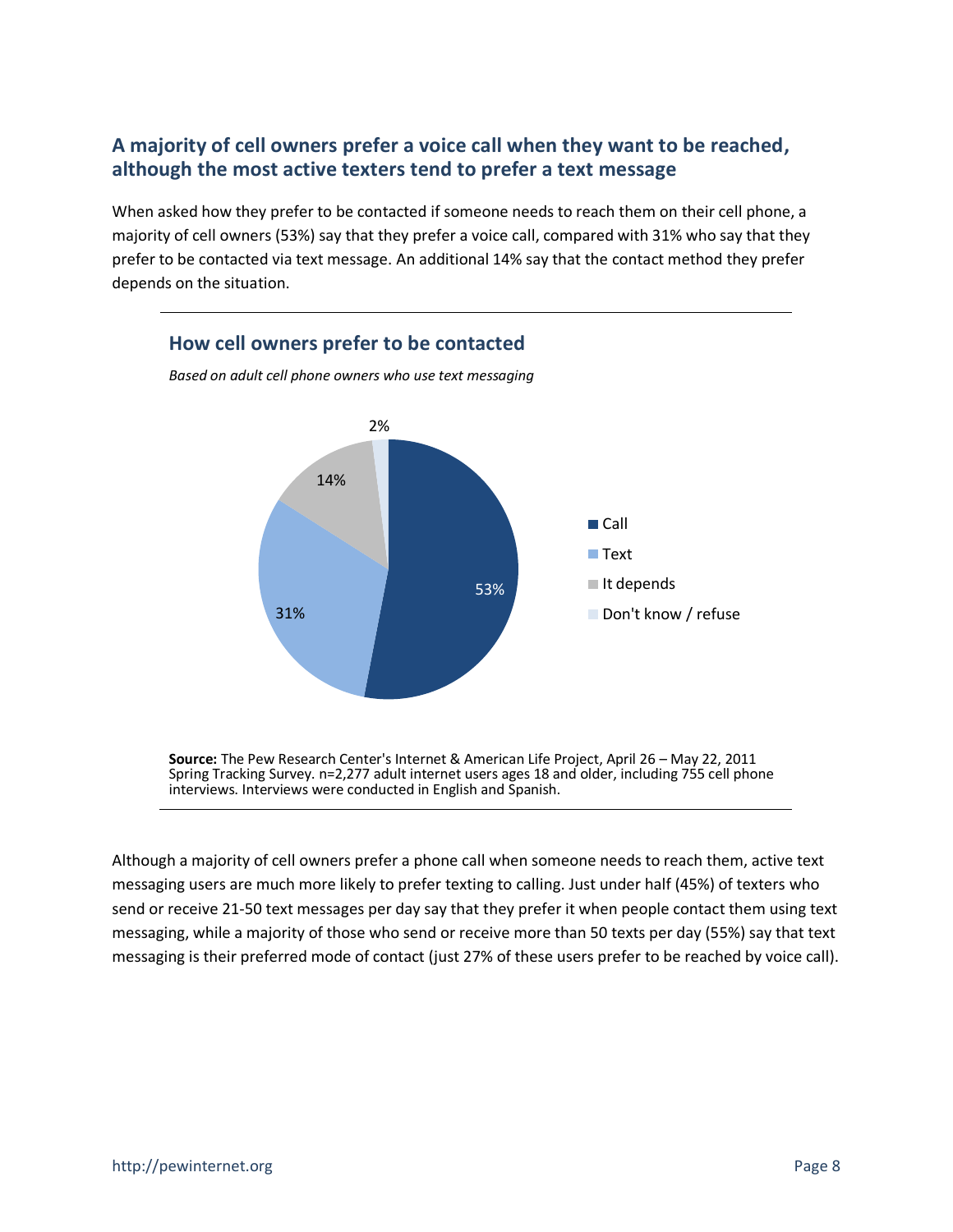## A majority of cell owners prefer a voice call when they want to be reached, although the most active texters tend to prefer a text message

When asked how they prefer to be contacted if someone needs to reach them on their cell phone, a majority of cell owners (53%) say that they prefer a voice call, compared with 31% who say that they prefer to be contacted via text message. An additional 14% say that the contact method they prefer depends on the situation.

### How cell owners prefer to be contacted

*Based on adult cell phone owners who use text messaging*

| Preference | % |
| --- | --- |
| Call | 53% |
| Text | 31% |
| It depends | 14% |
| Don't know / refuse | 2% |

**Source:** The Pew Research Center's Internet & American Life Project, April 26 – May 22, 2011 Spring Tracking Survey. n=2,277 adult internet users ages 18 and older, including 755 cell phone interviews. Interviews were conducted in English and Spanish.

Although a majority of cell owners prefer a phone call when someone needs to reach them, active text messaging users are much more likely to prefer texting to calling. Just under half (45%) of texters who send or receive 21-50 text messages per day say that they prefer it when people contact them using text messaging, while a majority of those who send or receive more than 50 texts per day (55%) say that text messaging is their preferred mode of contact (just 27% of these users prefer to be reached by voice call).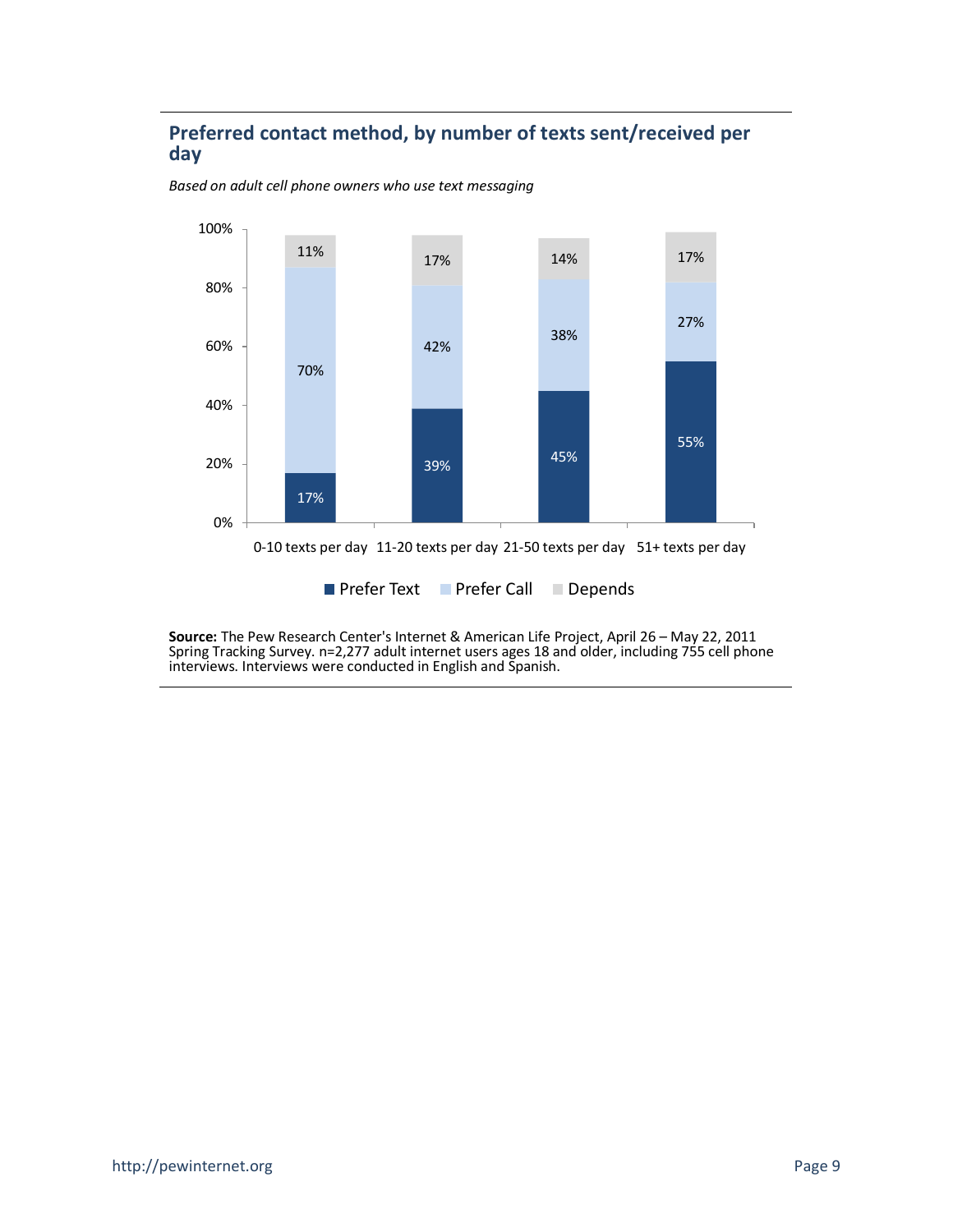### Preferred contact method, by number of texts sent/received per day

*Based on adult cell phone owners who use text messaging*

| | Prefer Text | Prefer Call | Depends |
|---|---|---|---|
| 0-10 texts per day | 17% | 70% | 11% |
| 11-20 texts per day | 39% | 42% | 17% |
| 21-50 texts per day | 45% | 38% | 14% |
| 51+ texts per day | 55% | 27% | 17% |

**Source:** The Pew Research Center's Internet & American Life Project, April 26 – May 22, 2011 Spring Tracking Survey. n=2,277 adult internet users ages 18 and older, including 755 cell phone interviews. Interviews were conducted in English and Spanish.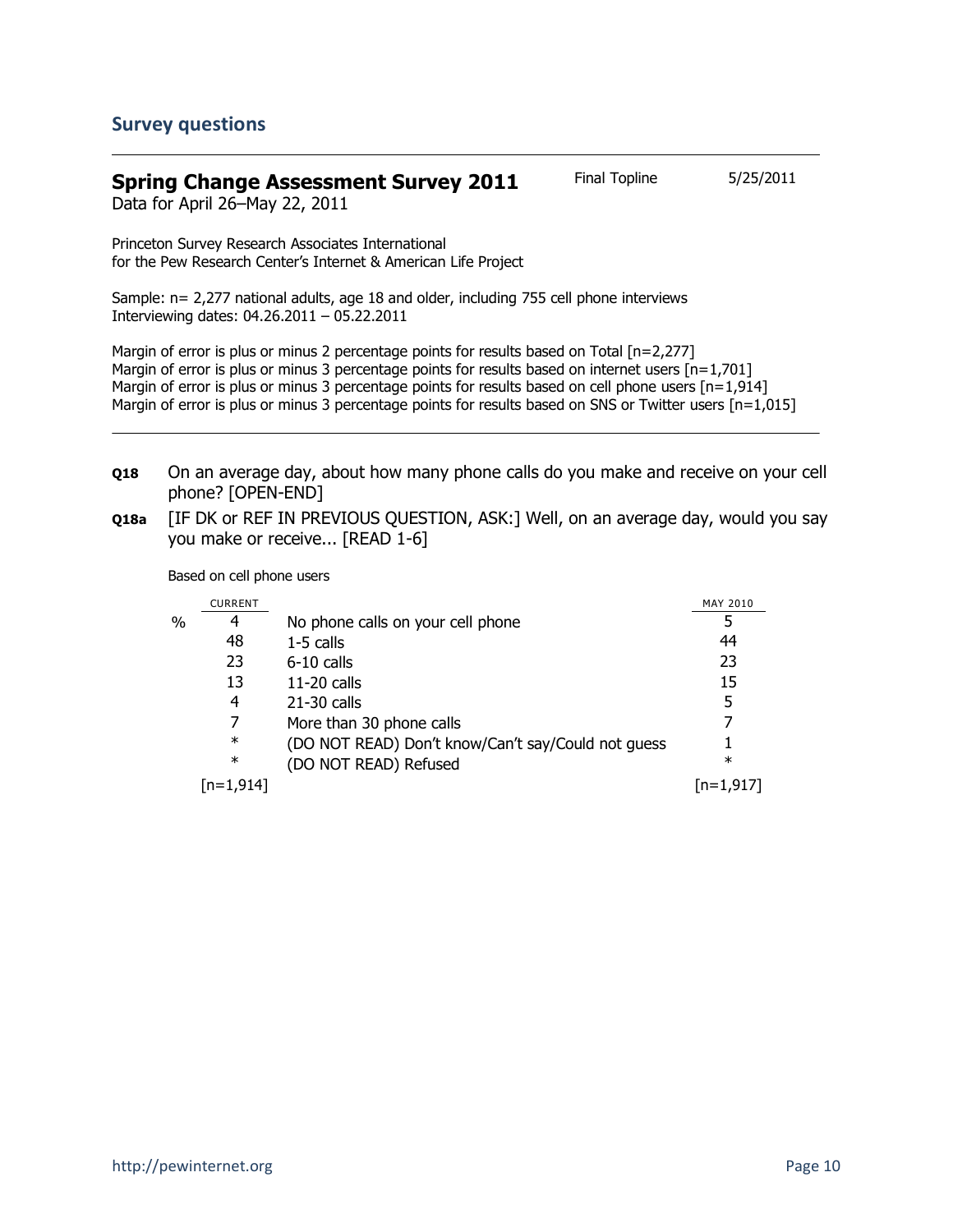## Survey questions

**Spring Change Assessment Survey 2011** Final Topline 5/25/2011

Data for April 26–May 22, 2011

Princeton Survey Research Associates International
for the Pew Research Center's Internet & American Life Project

Sample: n= 2,277 national adults, age 18 and older, including 755 cell phone interviews
Interviewing dates: 04.26.2011 – 05.22.2011

Margin of error is plus or minus 2 percentage points for results based on Total [n=2,277]
Margin of error is plus or minus 3 percentage points for results based on internet users [n=1,701]
Margin of error is plus or minus 3 percentage points for results based on cell phone users [n=1,914]
Margin of error is plus or minus 3 percentage points for results based on SNS or Twitter users [n=1,015]

---

**Q18** On an average day, about how many phone calls do you make and receive on your cell phone? [OPEN-END]

**Q18a** [IF DK or REF IN PREVIOUS QUESTION, ASK:] Well, on an average day, would you say you make or receive... [READ 1-6]

Based on cell phone users

| | CURRENT | | MAY 2010 |
|---|---|---|---|
| % | 4 | No phone calls on your cell phone | 5 |
| | 48 | 1-5 calls | 44 |
| | 23 | 6-10 calls | 23 |
| | 13 | 11-20 calls | 15 |
| | 4 | 21-30 calls | 5 |
| | 7 | More than 30 phone calls | 7 |
| | * | (DO NOT READ) Don't know/Can't say/Could not guess | 1 |
| | * | (DO NOT READ) Refused | * |
| | [n=1,914] | | [n=1,917] |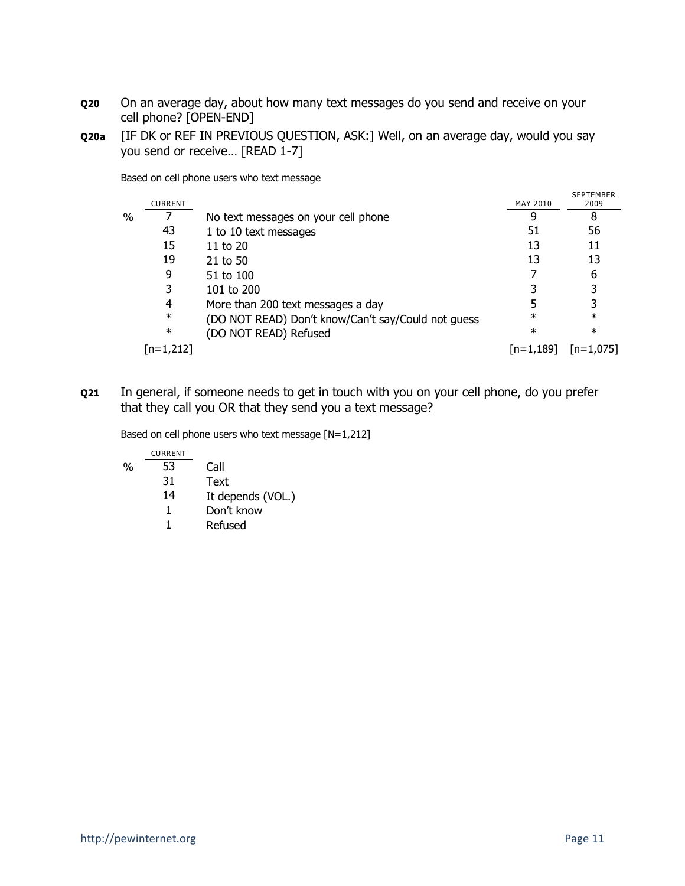**Q20** On an average day, about how many text messages do you send and receive on your cell phone? [OPEN-END]

**Q20a** [IF DK or REF IN PREVIOUS QUESTION, ASK:] Well, on an average day, would you say you send or receive… [READ 1-7]

Based on cell phone users who text message

| | CURRENT | | MAY 2010 | SEPTEMBER 2009 |
|---|---|---|---|---|
| % | 7 | No text messages on your cell phone | 9 | 8 |
| | 43 | 1 to 10 text messages | 51 | 56 |
| | 15 | 11 to 20 | 13 | 11 |
| | 19 | 21 to 50 | 13 | 13 |
| | 9 | 51 to 100 | 7 | 6 |
| | 3 | 101 to 200 | 3 | 3 |
| | 4 | More than 200 text messages a day | 5 | 3 |
| | * | (DO NOT READ) Don't know/Can't say/Could not guess | * | * |
| | * | (DO NOT READ) Refused | * | * |
| | [n=1,212] | | [n=1,189] | [n=1,075] |

**Q21** In general, if someone needs to get in touch with you on your cell phone, do you prefer that they call you OR that they send you a text message?

Based on cell phone users who text message [N=1,212]

| | CURRENT | |
|---|---|---|
| % | 53 | Call |
| | 31 | Text |
| | 14 | It depends (VOL.) |
| | 1 | Don't know |
| | 1 | Refused |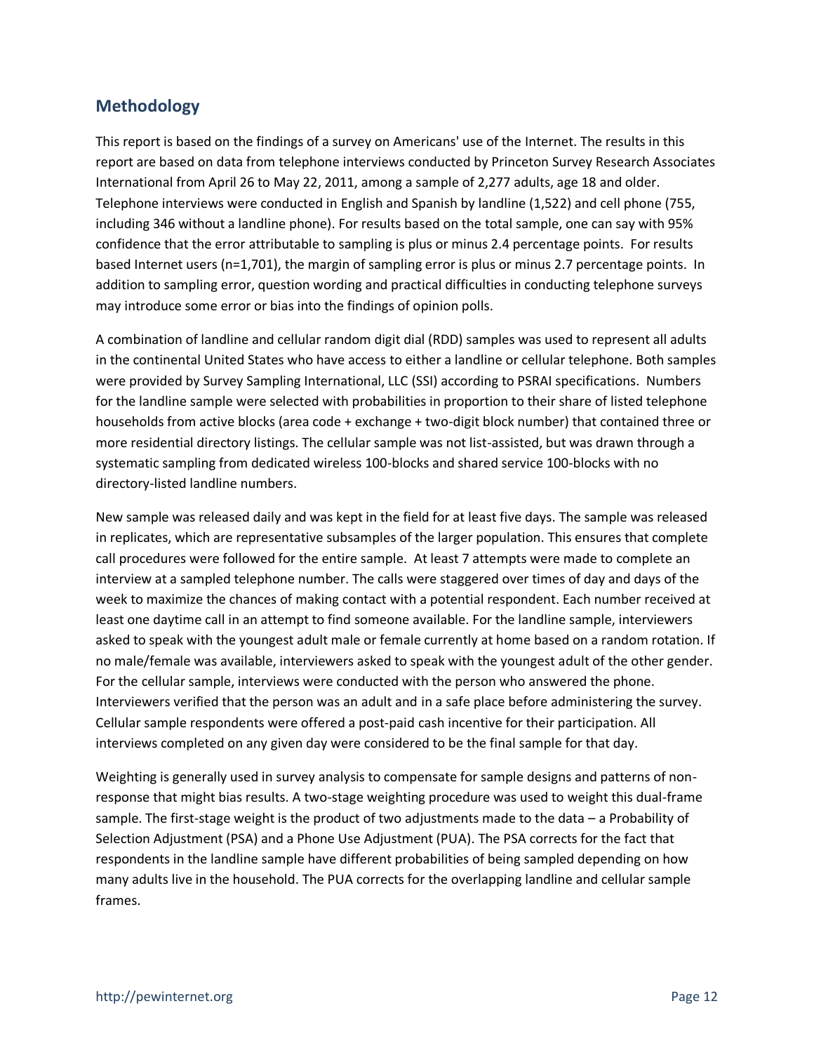## Methodology

This report is based on the findings of a survey on Americans' use of the Internet. The results in this report are based on data from telephone interviews conducted by Princeton Survey Research Associates International from April 26 to May 22, 2011, among a sample of 2,277 adults, age 18 and older. Telephone interviews were conducted in English and Spanish by landline (1,522) and cell phone (755, including 346 without a landline phone). For results based on the total sample, one can say with 95% confidence that the error attributable to sampling is plus or minus 2.4 percentage points. For results based Internet users (n=1,701), the margin of sampling error is plus or minus 2.7 percentage points. In addition to sampling error, question wording and practical difficulties in conducting telephone surveys may introduce some error or bias into the findings of opinion polls.

A combination of landline and cellular random digit dial (RDD) samples was used to represent all adults in the continental United States who have access to either a landline or cellular telephone. Both samples were provided by Survey Sampling International, LLC (SSI) according to PSRAI specifications. Numbers for the landline sample were selected with probabilities in proportion to their share of listed telephone households from active blocks (area code + exchange + two-digit block number) that contained three or more residential directory listings. The cellular sample was not list-assisted, but was drawn through a systematic sampling from dedicated wireless 100-blocks and shared service 100-blocks with no directory-listed landline numbers.

New sample was released daily and was kept in the field for at least five days. The sample was released in replicates, which are representative subsamples of the larger population. This ensures that complete call procedures were followed for the entire sample. At least 7 attempts were made to complete an interview at a sampled telephone number. The calls were staggered over times of day and days of the week to maximize the chances of making contact with a potential respondent. Each number received at least one daytime call in an attempt to find someone available. For the landline sample, interviewers asked to speak with the youngest adult male or female currently at home based on a random rotation. If no male/female was available, interviewers asked to speak with the youngest adult of the other gender. For the cellular sample, interviews were conducted with the person who answered the phone. Interviewers verified that the person was an adult and in a safe place before administering the survey. Cellular sample respondents were offered a post-paid cash incentive for their participation. All interviews completed on any given day were considered to be the final sample for that day.

Weighting is generally used in survey analysis to compensate for sample designs and patterns of non-response that might bias results. A two-stage weighting procedure was used to weight this dual-frame sample. The first-stage weight is the product of two adjustments made to the data – a Probability of Selection Adjustment (PSA) and a Phone Use Adjustment (PUA). The PSA corrects for the fact that respondents in the landline sample have different probabilities of being sampled depending on how many adults live in the household. The PUA corrects for the overlapping landline and cellular sample frames.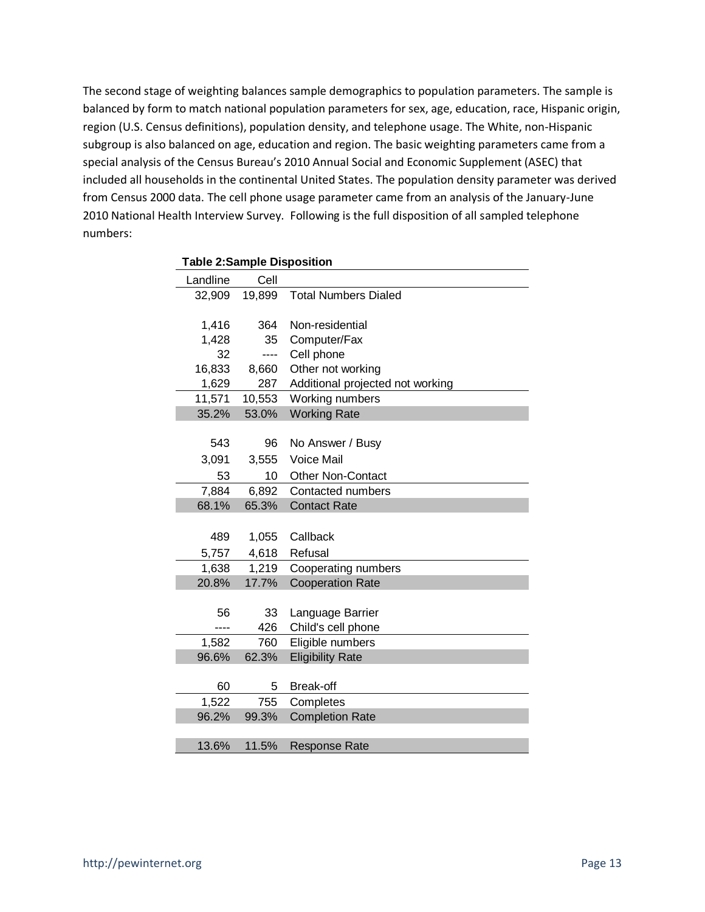The second stage of weighting balances sample demographics to population parameters. The sample is balanced by form to match national population parameters for sex, age, education, race, Hispanic origin, region (U.S. Census definitions), population density, and telephone usage. The White, non-Hispanic subgroup is also balanced on age, education and region. The basic weighting parameters came from a special analysis of the Census Bureau's 2010 Annual Social and Economic Supplement (ASEC) that included all households in the continental United States. The population density parameter was derived from Census 2000 data. The cell phone usage parameter came from an analysis of the January-June 2010 National Health Interview Survey. Following is the full disposition of all sampled telephone numbers:

**Table 2:Sample Disposition**

| Landline | Cell | |
|---|---|---|
| 32,909 | 19,899 | Total Numbers Dialed |
| | | |
| 1,416 | 364 | Non-residential |
| 1,428 | 35 | Computer/Fax |
| 32 | ---- | Cell phone |
| 16,833 | 8,660 | Other not working |
| 1,629 | 287 | Additional projected not working |
| 11,571 | 10,553 | Working numbers |
| 35.2% | 53.0% | Working Rate |
| | | |
| 543 | 96 | No Answer / Busy |
| 3,091 | 3,555 | Voice Mail |
| 53 | 10 | Other Non-Contact |
| 7,884 | 6,892 | Contacted numbers |
| 68.1% | 65.3% | Contact Rate |
| | | |
| 489 | 1,055 | Callback |
| 5,757 | 4,618 | Refusal |
| 1,638 | 1,219 | Cooperating numbers |
| 20.8% | 17.7% | Cooperation Rate |
| | | |
| 56 | 33 | Language Barrier |
| ---- | 426 | Child's cell phone |
| 1,582 | 760 | Eligible numbers |
| 96.6% | 62.3% | Eligibility Rate |
| | | |
| 60 | 5 | Break-off |
| 1,522 | 755 | Completes |
| 96.2% | 99.3% | Completion Rate |
| | | |
| 13.6% | 11.5% | Response Rate |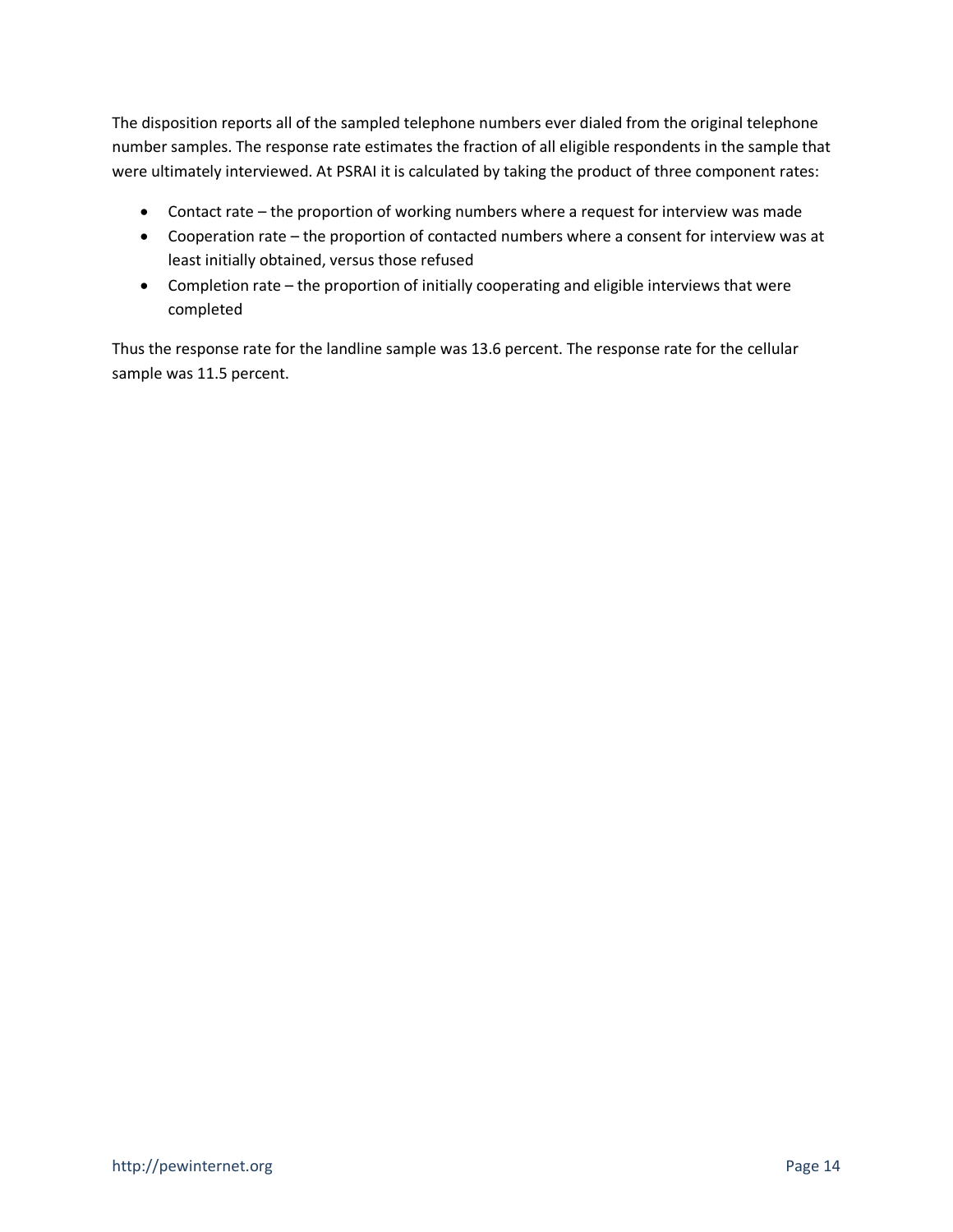The disposition reports all of the sampled telephone numbers ever dialed from the original telephone number samples. The response rate estimates the fraction of all eligible respondents in the sample that were ultimately interviewed. At PSRAI it is calculated by taking the product of three component rates:

- Contact rate – the proportion of working numbers where a request for interview was made
- Cooperation rate – the proportion of contacted numbers where a consent for interview was at least initially obtained, versus those refused
- Completion rate – the proportion of initially cooperating and eligible interviews that were completed

Thus the response rate for the landline sample was 13.6 percent. The response rate for the cellular sample was 11.5 percent.